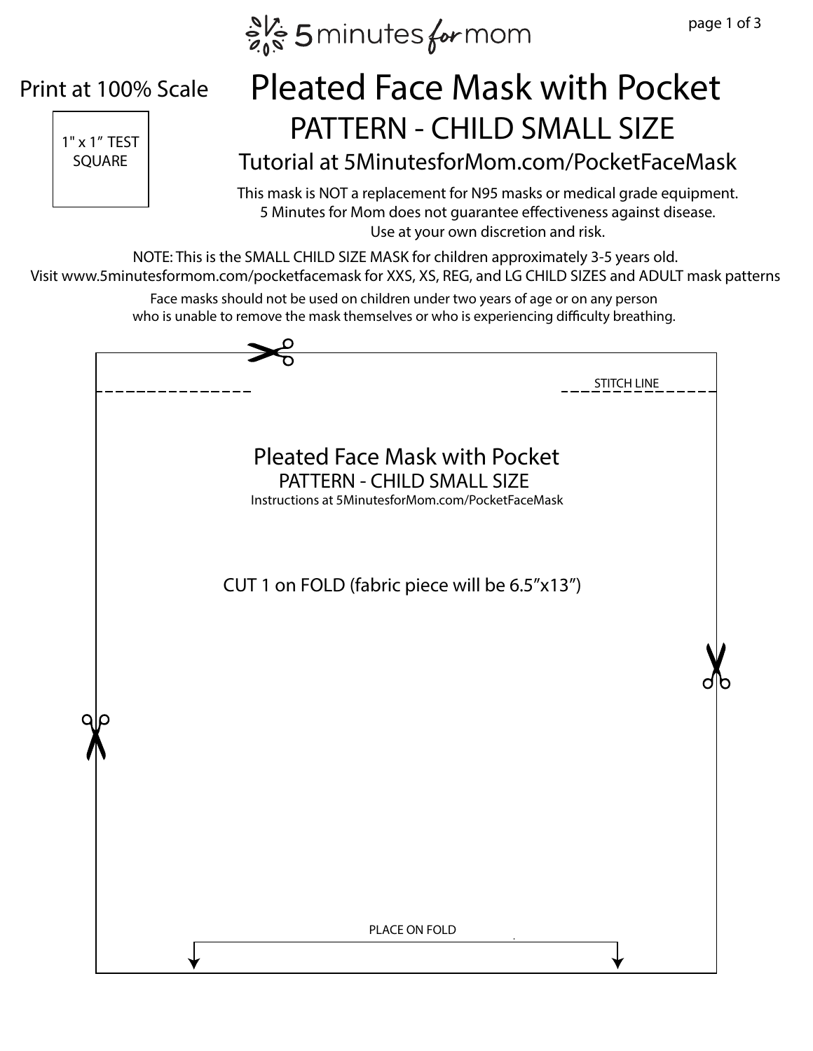5minutes for mom

Print at 100% Scale

1" x 1” TEST SQUARE

# Pleated Face Mask with Pocket

## PATTERN - CHILD SMALL SIZE

### Tutorial at 5MinutesforMom.com/PocketFaceMask

This mask is NOT a replacement for N95 masks or medical grade equipment.
5 Minutes for Mom does not guarantee effectiveness against disease.
Use at your own discretion and risk.

NOTE: This is the SMALL CHILD SIZE MASK for children approximately 3-5 years old.
Visit www.5minutesformom.com/pocketfacemask for XXS, XS, REG, and LG CHILD SIZES and ADULT mask patterns

Face masks should not be used on children under two years of age or on any person who is unable to remove the mask themselves or who is experiencing difficulty breathing.

STITCH LINE

Pleated Face Mask with Pocket
PATTERN - CHILD SMALL SIZE
Instructions at 5MinutesforMom.com/PocketFaceMask

CUT 1 on FOLD (fabric piece will be 6.5”x13”)

PLACE ON FOLD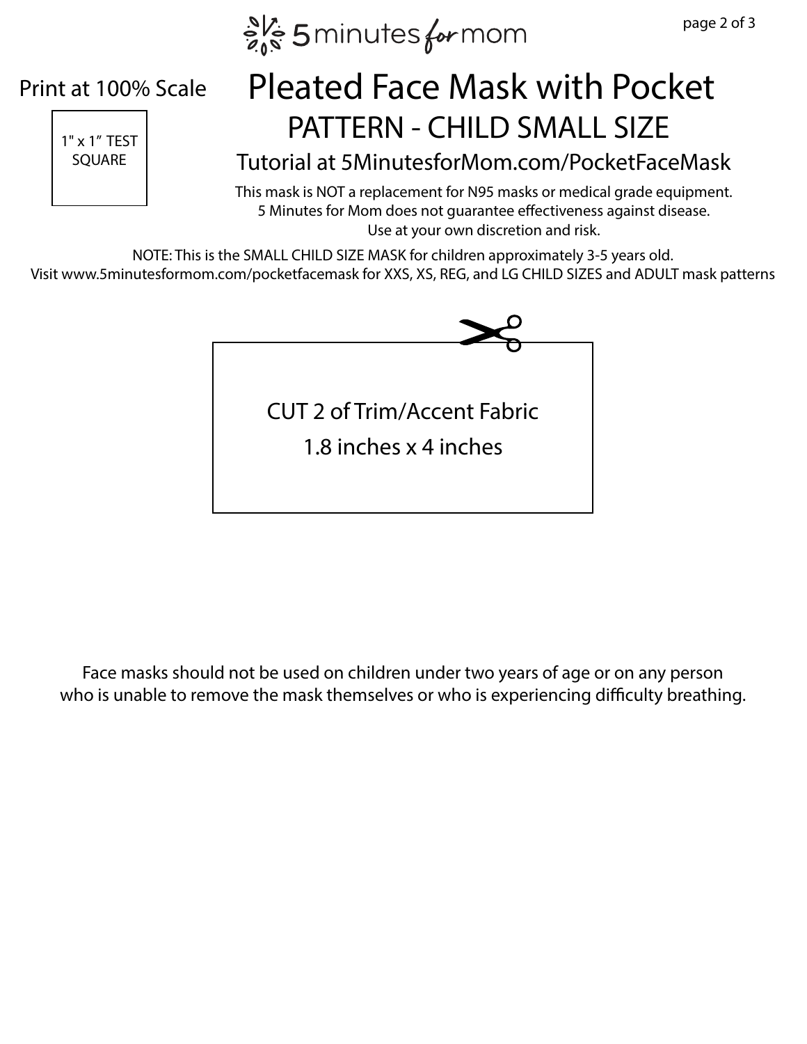5 minutes for mom

Print at 100% Scale

1" x 1" TEST SQUARE

# Pleated Face Mask with Pocket

## PATTERN - CHILD SMALL SIZE

### Tutorial at 5MinutesforMom.com/PocketFaceMask

This mask is NOT a replacement for N95 masks or medical grade equipment.
5 Minutes for Mom does not guarantee effectiveness against disease.
Use at your own discretion and risk.

NOTE: This is the SMALL CHILD SIZE MASK for children approximately 3-5 years old.
Visit www.5minutesformom.com/pocketfacemask for XXS, XS, REG, and LG CHILD SIZES and ADULT mask patterns

CUT 2 of Trim/Accent Fabric
1.8 inches x 4 inches

Face masks should not be used on children under two years of age or on any person who is unable to remove the mask themselves or who is experiencing difficulty breathing.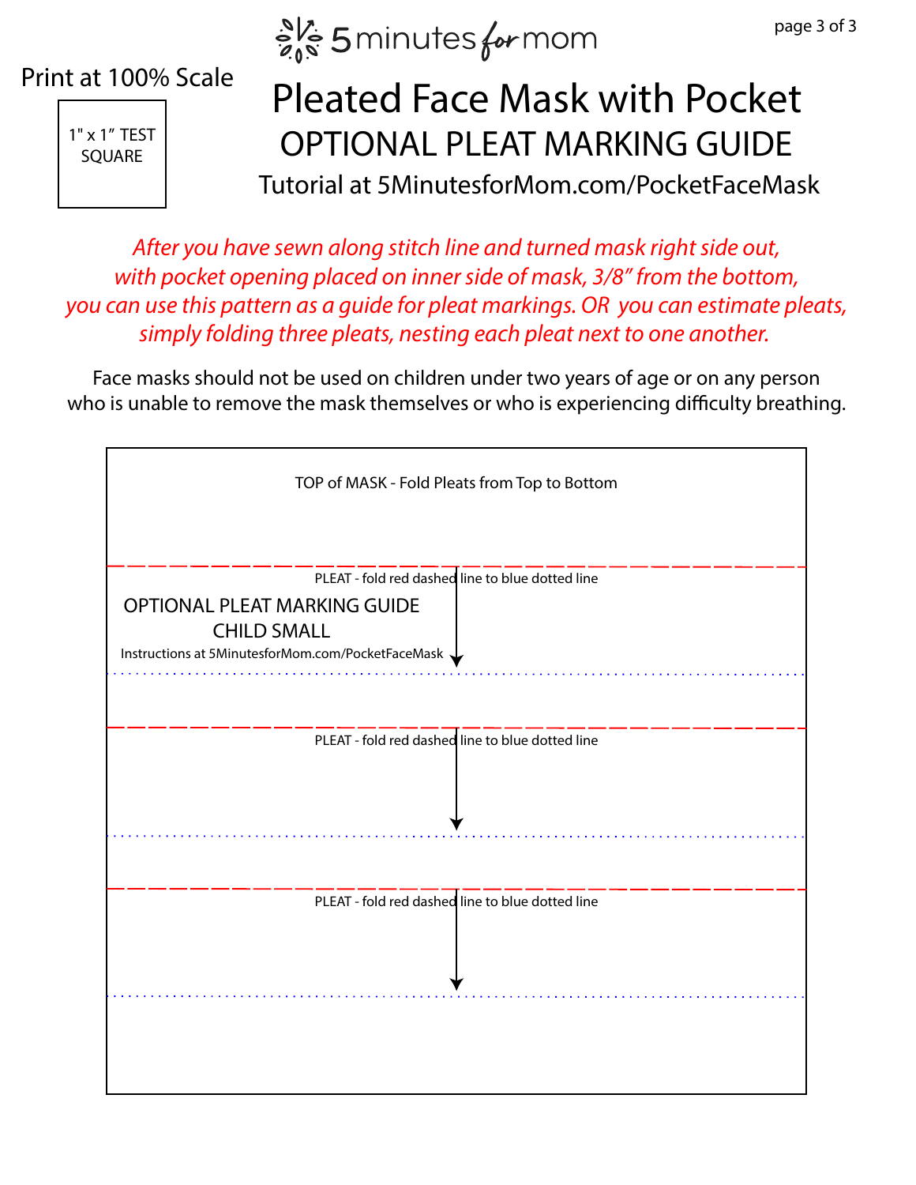5minutes for mom

Print at 100% Scale

1" x 1" TEST SQUARE

# Pleated Face Mask with Pocket

## OPTIONAL PLEAT MARKING GUIDE

Tutorial at 5MinutesforMom.com/PocketFaceMask

*After you have sewn along stitch line and turned mask right side out, with pocket opening placed on inner side of mask, 3/8" from the bottom, you can use this pattern as a guide for pleat markings. OR you can estimate pleats, simply folding three pleats, nesting each pleat next to one another.*

Face masks should not be used on children under two years of age or on any person who is unable to remove the mask themselves or who is experiencing difficulty breathing.

TOP of MASK - Fold Pleats from Top to Bottom

PLEAT - fold red dashed line to blue dotted line

OPTIONAL PLEAT MARKING GUIDE
CHILD SMALL

Instructions at 5MinutesforMom.com/PocketFaceMask

PLEAT - fold red dashed line to blue dotted line

PLEAT - fold red dashed line to blue dotted line